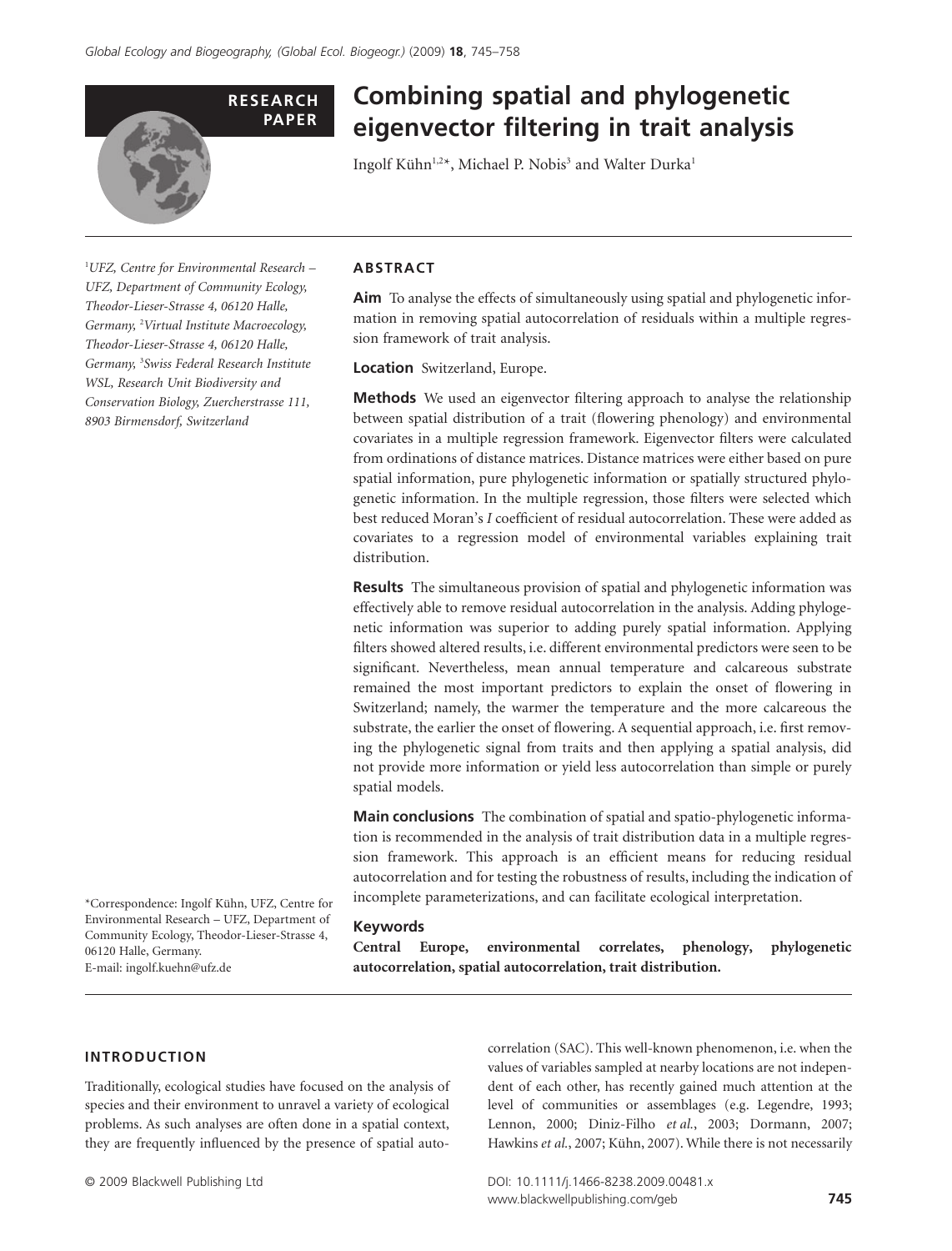RESEARCH PAPER

# Combining spatial and phylogenetic eigenvector filtering in trait analysis

Ingolf Kühn[1,2]*, Michael P. Nobis[3] and Walter Durka[1]

[1]UFZ, Centre for Environmental Research – UFZ, Department of Community Ecology, Theodor-Lieser-Strasse 4, 06120 Halle, Germany, [2]Virtual Institute Macroecology, Theodor-Lieser-Strasse 4, 06120 Halle, Germany, [3]Swiss Federal Research Institute WSL, Research Unit Biodiversity and Conservation Biology, Zuercherstrasse 111, 8903 Birmensdorf, Switzerland

*Correspondence: Ingolf Kühn, UFZ, Centre for Environmental Research – UFZ, Department of Community Ecology, Theodor-Lieser-Strasse 4, 06120 Halle, Germany.
E-mail: ingolf.kuehn@ufz.de

## ABSTRACT

**Aim** To analyse the effects of simultaneously using spatial and phylogenetic information in removing spatial autocorrelation of residuals within a multiple regression framework of trait analysis.

**Location** Switzerland, Europe.

**Methods** We used an eigenvector filtering approach to analyse the relationship between spatial distribution of a trait (flowering phenology) and environmental covariates in a multiple regression framework. Eigenvector filters were calculated from ordinations of distance matrices. Distance matrices were either based on pure spatial information, pure phylogenetic information or spatially structured phylogenetic information. In the multiple regression, those filters were selected which best reduced Moran's *I* coefficient of residual autocorrelation. These were added as covariates to a regression model of environmental variables explaining trait distribution.

**Results** The simultaneous provision of spatial and phylogenetic information was effectively able to remove residual autocorrelation in the analysis. Adding phylogenetic information was superior to adding purely spatial information. Applying filters showed altered results, i.e. different environmental predictors were seen to be significant. Nevertheless, mean annual temperature and calcareous substrate remained the most important predictors to explain the onset of flowering in Switzerland; namely, the warmer the temperature and the more calcareous the substrate, the earlier the onset of flowering. A sequential approach, i.e. first removing the phylogenetic signal from traits and then applying a spatial analysis, did not provide more information or yield less autocorrelation than simple or purely spatial models.

**Main conclusions** The combination of spatial and spatio-phylogenetic information is recommended in the analysis of trait distribution data in a multiple regression framework. This approach is an efficient means for reducing residual autocorrelation and for testing the robustness of results, including the indication of incomplete parameterizations, and can facilitate ecological interpretation.

### Keywords

**Central Europe, environmental correlates, phenology, phylogenetic autocorrelation, spatial autocorrelation, trait distribution.**

## INTRODUCTION

Traditionally, ecological studies have focused on the analysis of species and their environment to unravel a variety of ecological problems. As such analyses are often done in a spatial context, they are frequently influenced by the presence of spatial autocorrelation (SAC). This well-known phenomenon, i.e. when the values of variables sampled at nearby locations are not independent of each other, has recently gained much attention at the level of communities or assemblages (e.g. Legendre, 1993; Lennon, 2000; Diniz-Filho *et al.*, 2003; Dormann, 2007; Hawkins *et al.*, 2007; Kühn, 2007). While there is not necessarily

© 2009 Blackwell Publishing Ltd

DOI: 10.1111/j.1466-8238.2009.00481.x
www.blackwellpublishing.com/geb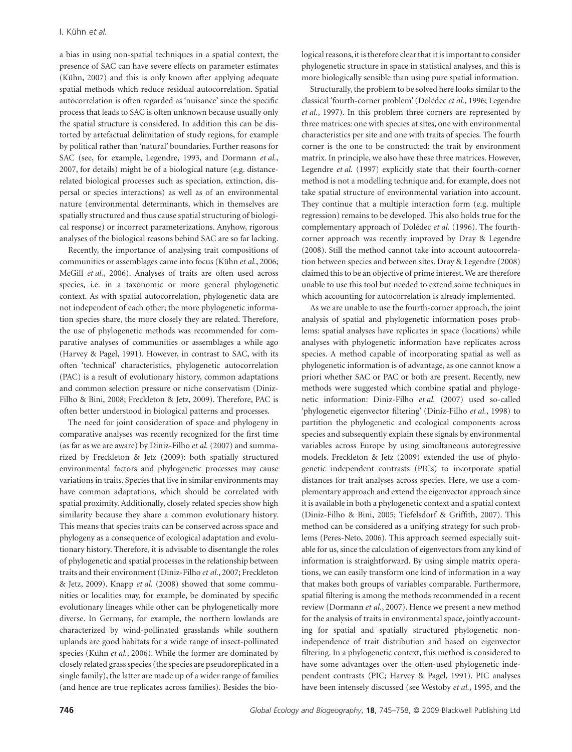a bias in using non-spatial techniques in a spatial context, the presence of SAC can have severe effects on parameter estimates (Kühn, 2007) and this is only known after applying adequate spatial methods which reduce residual autocorrelation. Spatial autocorrelation is often regarded as 'nuisance' since the specific process that leads to SAC is often unknown because usually only the spatial structure is considered. In addition this can be distorted by artefactual delimitation of study regions, for example by political rather than 'natural' boundaries. Further reasons for SAC (see, for example, Legendre, 1993, and Dormann *et al.*, 2007, for details) might be of a biological nature (e.g. distance-related biological processes such as speciation, extinction, dispersal or species interactions) as well as of an environmental nature (environmental determinants, which in themselves are spatially structured and thus cause spatial structuring of biological response) or incorrect parameterizations. Anyhow, rigorous analyses of the biological reasons behind SAC are so far lacking.

Recently, the importance of analysing trait compositions of communities or assemblages came into focus (Kühn *et al.*, 2006; McGill *et al.*, 2006). Analyses of traits are often used across species, i.e. in a taxonomic or more general phylogenetic context. As with spatial autocorrelation, phylogenetic data are not independent of each other; the more phylogenetic information species share, the more closely they are related. Therefore, the use of phylogenetic methods was recommended for comparative analyses of communities or assemblages a while ago (Harvey & Pagel, 1991). However, in contrast to SAC, with its often 'technical' characteristics, phylogenetic autocorrelation (PAC) is a result of evolutionary history, common adaptations and common selection pressure or niche conservatism (Diniz-Filho & Bini, 2008; Freckleton & Jetz, 2009). Therefore, PAC is often better understood in biological patterns and processes.

The need for joint consideration of space and phylogeny in comparative analyses was recently recognized for the first time (as far as we are aware) by Diniz-Filho *et al.* (2007) and summarized by Freckleton & Jetz (2009): both spatially structured environmental factors and phylogenetic processes may cause variations in traits. Species that live in similar environments may have common adaptations, which should be correlated with spatial proximity. Additionally, closely related species show high similarity because they share a common evolutionary history. This means that species traits can be conserved across space and phylogeny as a consequence of ecological adaptation and evolutionary history. Therefore, it is advisable to disentangle the roles of phylogenetic and spatial processes in the relationship between traits and their environment (Diniz-Filho *et al.*, 2007; Freckleton & Jetz, 2009). Knapp *et al.* (2008) showed that some communities or localities may, for example, be dominated by specific evolutionary lineages while other can be phylogenetically more diverse. In Germany, for example, the northern lowlands are characterized by wind-pollinated grasslands while southern uplands are good habitats for a wide range of insect-pollinated species (Kühn *et al.*, 2006). While the former are dominated by closely related grass species (the species are pseudoreplicated in a single family), the latter are made up of a wider range of families (and hence are true replicates across families). Besides the biological reasons, it is therefore clear that it is important to consider phylogenetic structure in space in statistical analyses, and this is more biologically sensible than using pure spatial information.

Structurally, the problem to be solved here looks similar to the classical 'fourth-corner problem' (Dolédec *et al.*, 1996; Legendre *et al.*, 1997). In this problem three corners are represented by three matrices: one with species at sites, one with environmental characteristics per site and one with traits of species. The fourth corner is the one to be constructed: the trait by environment matrix. In principle, we also have these three matrices. However, Legendre *et al.* (1997) explicitly state that their fourth-corner method is not a modelling technique and, for example, does not take spatial structure of environmental variation into account. They continue that a multiple interaction form (e.g. multiple regression) remains to be developed. This also holds true for the complementary approach of Dolédec *et al.* (1996). The fourth-corner approach was recently improved by Dray & Legendre (2008). Still the method cannot take into account autocorrelation between species and between sites. Dray & Legendre (2008) claimed this to be an objective of prime interest. We are therefore unable to use this tool but needed to extend some techniques in which accounting for autocorrelation is already implemented.

As we are unable to use the fourth-corner approach, the joint analysis of spatial and phylogenetic information poses problems: spatial analyses have replicates in space (locations) while analyses with phylogenetic information have replicates across species. A method capable of incorporating spatial as well as phylogenetic information is of advantage, as one cannot know a priori whether SAC or PAC or both are present. Recently, new methods were suggested which combine spatial and phylogenetic information: Diniz-Filho *et al.* (2007) used so-called 'phylogenetic eigenvector filtering' (Diniz-Filho *et al.*, 1998) to partition the phylogenetic and ecological components across species and subsequently explain these signals by environmental variables across Europe by using simultaneous autoregressive models. Freckleton & Jetz (2009) extended the use of phylogenetic independent contrasts (PICs) to incorporate spatial distances for trait analyses across species. Here, we use a complementary approach and extend the eigenvector approach since it is available in both a phylogenetic context and a spatial context (Diniz-Filho & Bini, 2005; Tiefelsdorf & Griffith, 2007). This method can be considered as a unifying strategy for such problems (Peres-Neto, 2006). This approach seemed especially suitable for us, since the calculation of eigenvectors from any kind of information is straightforward. By using simple matrix operations, we can easily transform one kind of information in a way that makes both groups of variables comparable. Furthermore, spatial filtering is among the methods recommended in a recent review (Dormann *et al.*, 2007). Hence we present a new method for the analysis of traits in environmental space, jointly accounting for spatial and spatially structured phylogenetic non-independence of trait distribution and based on eigenvector filtering. In a phylogenetic context, this method is considered to have some advantages over the often-used phylogenetic independent contrasts (PIC; Harvey & Pagel, 1991). PIC analyses have been intensely discussed (see Westoby *et al.*, 1995, and the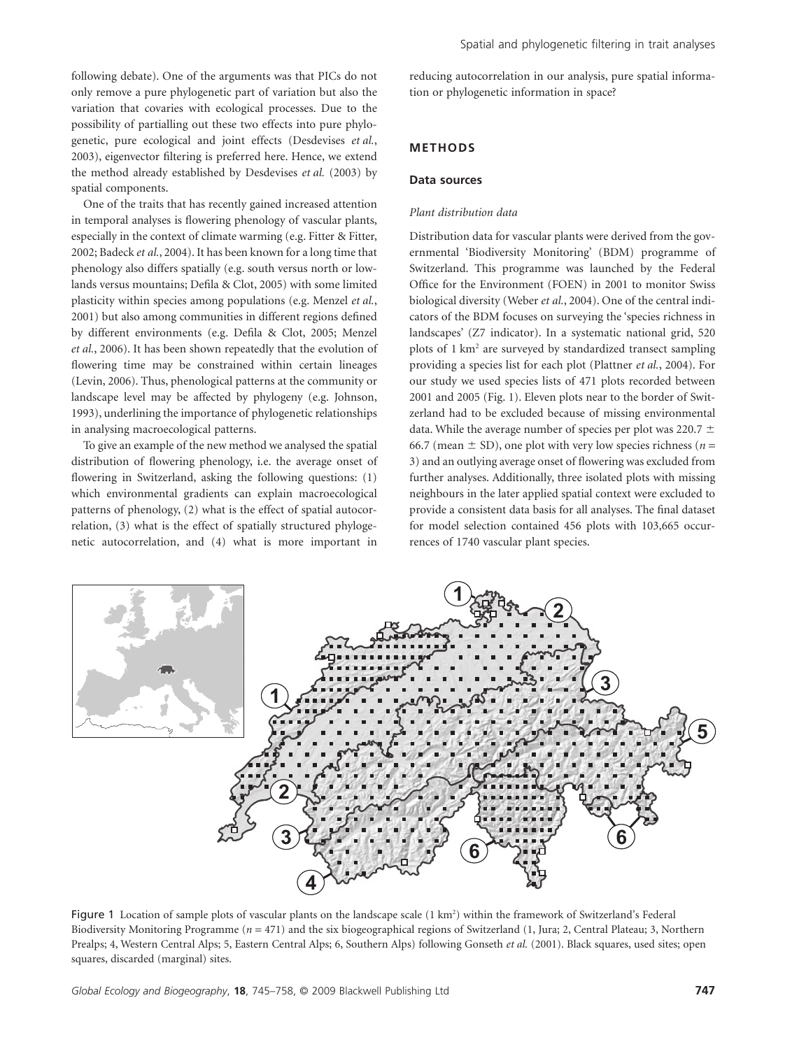following debate). One of the arguments was that PICs do not only remove a pure phylogenetic part of variation but also the variation that covaries with ecological processes. Due to the possibility of partialling out these two effects into pure phylogenetic, pure ecological and joint effects (Desdevises *et al.*, 2003), eigenvector filtering is preferred here. Hence, we extend the method already established by Desdevises *et al.* (2003) by spatial components.

One of the traits that has recently gained increased attention in temporal analyses is flowering phenology of vascular plants, especially in the context of climate warming (e.g. Fitter & Fitter, 2002; Badeck *et al.*, 2004). It has been known for a long time that phenology also differs spatially (e.g. south versus north or lowlands versus mountains; Defila & Clot, 2005) with some limited plasticity within species among populations (e.g. Menzel *et al.*, 2001) but also among communities in different regions defined by different environments (e.g. Defila & Clot, 2005; Menzel *et al.*, 2006). It has been shown repeatedly that the evolution of flowering time may be constrained within certain lineages (Levin, 2006). Thus, phenological patterns at the community or landscape level may be affected by phylogeny (e.g. Johnson, 1993), underlining the importance of phylogenetic relationships in analysing macroecological patterns.

To give an example of the new method we analysed the spatial distribution of flowering phenology, i.e. the average onset of flowering in Switzerland, asking the following questions: (1) which environmental gradients can explain macroecological patterns of phenology, (2) what is the effect of spatial autocorrelation, (3) what is the effect of spatially structured phylogenetic autocorrelation, and (4) what is more important in reducing autocorrelation in our analysis, pure spatial information or phylogenetic information in space?

## METHODS

### Data sources

#### *Plant distribution data*

Distribution data for vascular plants were derived from the governmental 'Biodiversity Monitoring' (BDM) programme of Switzerland. This programme was launched by the Federal Office for the Environment (FOEN) in 2001 to monitor Swiss biological diversity (Weber *et al.*, 2004). One of the central indicators of the BDM focuses on surveying the 'species richness in landscapes' (Z7 indicator). In a systematic national grid, 520 plots of 1 km$^2$ are surveyed by standardized transect sampling providing a species list for each plot (Plattner *et al.*, 2004). For our study we used species lists of 471 plots recorded between 2001 and 2005 (Fig. 1). Eleven plots near to the border of Switzerland had to be excluded because of missing environmental data. While the average number of species per plot was 220.7 ± 66.7 (mean ± SD), one plot with very low species richness ($n$ = 3) and an outlying average onset of flowering was excluded from further analyses. Additionally, three isolated plots with missing neighbours in the later applied spatial context were excluded to provide a consistent data basis for all analyses. The final dataset for model selection contained 456 plots with 103,665 occurrences of 1740 vascular plant species.

Figure 1 Location of sample plots of vascular plants on the landscape scale (1 km$^2$) within the framework of Switzerland's Federal Biodiversity Monitoring Programme ($n$ = 471) and the six biogeographical regions of Switzerland (1, Jura; 2, Central Plateau; 3, Northern Prealps; 4, Western Central Alps; 5, Eastern Central Alps; 6, Southern Alps) following Gonseth *et al.* (2001). Black squares, used sites; open squares, discarded (marginal) sites.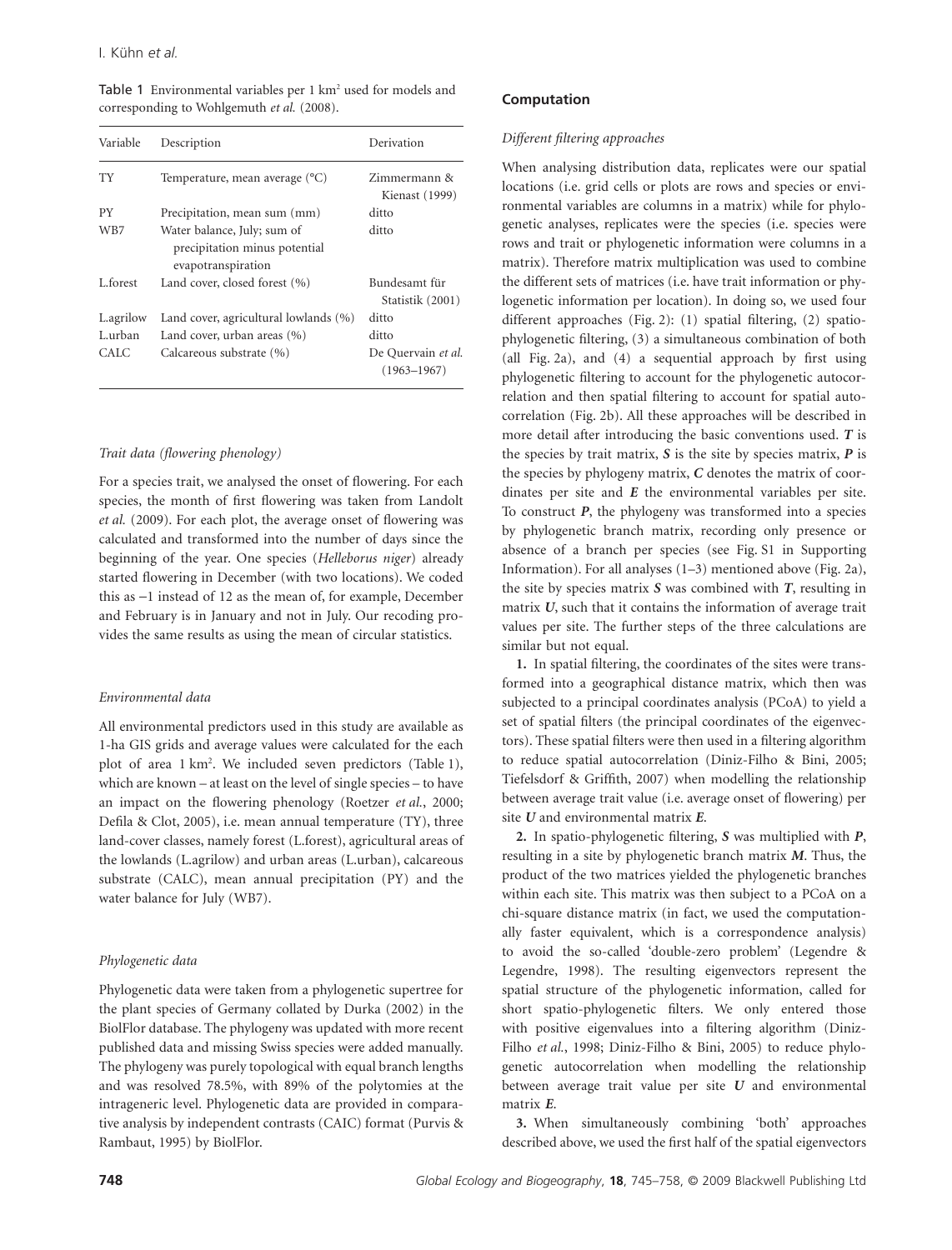**Table 1** Environmental variables per 1 km$^2$ used for models and corresponding to Wohlgemuth *et al.* (2008).

| Variable | Description | Derivation |
|---|---|---|
| TY | Temperature, mean average (°C) | Zimmermann & Kienast (1999) |
| PY | Precipitation, mean sum (mm) | ditto |
| WB7 | Water balance, July; sum of precipitation minus potential evapotranspiration | ditto |
| L.forest | Land cover, closed forest (%) | Bundesamt für Statistik (2001) |
| L.agrilow | Land cover, agricultural lowlands (%) | ditto |
| L.urban | Land cover, urban areas (%) | ditto |
| CALC | Calcareous substrate (%) | De Quervain *et al.* (1963–1967) |

### *Trait data (flowering phenology)*

For a species trait, we analysed the onset of flowering. For each species, the month of first flowering was taken from Landolt *et al.* (2009). For each plot, the average onset of flowering was calculated and transformed into the number of days since the beginning of the year. One species (*Helleborus niger*) already started flowering in December (with two locations). We coded this as −1 instead of 12 as the mean of, for example, December and February is in January and not in July. Our recoding provides the same results as using the mean of circular statistics.

### *Environmental data*

All environmental predictors used in this study are available as 1-ha GIS grids and average values were calculated for the each plot of area 1 km$^2$. We included seven predictors (Table 1), which are known – at least on the level of single species – to have an impact on the flowering phenology (Roetzer *et al.*, 2000; Defila & Clot, 2005), i.e. mean annual temperature (TY), three land-cover classes, namely forest (L.forest), agricultural areas of the lowlands (L.agrilow) and urban areas (L.urban), calcareous substrate (CALC), mean annual precipitation (PY) and the water balance for July (WB7).

### *Phylogenetic data*

Phylogenetic data were taken from a phylogenetic supertree for the plant species of Germany collated by Durka (2002) in the BiolFlor database. The phylogeny was updated with more recent published data and missing Swiss species were added manually. The phylogeny was purely topological with equal branch lengths and was resolved 78.5%, with 89% of the polytomies at the intrageneric level. Phylogenetic data are provided in comparative analysis by independent contrasts (CAIC) format (Purvis & Rambaut, 1995) by BiolFlor.

## Computation

### *Different filtering approaches*

When analysing distribution data, replicates were our spatial locations (i.e. grid cells or plots are rows and species or environmental variables are columns in a matrix) while for phylogenetic analyses, replicates were the species (i.e. species were rows and trait or phylogenetic information were columns in a matrix). Therefore matrix multiplication was used to combine the different sets of matrices (i.e. have trait information or phylogenetic information per location). In doing so, we used four different approaches (Fig. 2): (1) spatial filtering, (2) spatio-phylogenetic filtering, (3) a simultaneous combination of both (all Fig. 2a), and (4) a sequential approach by first using phylogenetic filtering to account for the phylogenetic autocorrelation and then spatial filtering to account for spatial autocorrelation (Fig. 2b). All these approaches will be described in more detail after introducing the basic conventions used. ***T*** is the species by trait matrix, ***S*** is the site by species matrix, ***P*** is the species by phylogeny matrix, ***C*** denotes the matrix of coordinates per site and ***E*** the environmental variables per site. To construct ***P***, the phylogeny was transformed into a species by phylogenetic branch matrix, recording only presence or absence of a branch per species (see Fig. S1 in Supporting Information). For all analyses (1–3) mentioned above (Fig. 2a), the site by species matrix ***S*** was combined with ***T***, resulting in matrix ***U***, such that it contains the information of average trait values per site. The further steps of the three calculations are similar but not equal.

**1.** In spatial filtering, the coordinates of the sites were transformed into a geographical distance matrix, which then was subjected to a principal coordinates analysis (PCoA) to yield a set of spatial filters (the principal coordinates of the eigenvectors). These spatial filters were then used in a filtering algorithm to reduce spatial autocorrelation (Diniz-Filho & Bini, 2005; Tiefelsdorf & Griffith, 2007) when modelling the relationship between average trait value (i.e. average onset of flowering) per site ***U*** and environmental matrix ***E***.

**2.** In spatio-phylogenetic filtering, ***S*** was multiplied with ***P***, resulting in a site by phylogenetic branch matrix ***M***. Thus, the product of the two matrices yielded the phylogenetic branches within each site. This matrix was then subject to a PCoA on a chi-square distance matrix (in fact, we used the computationally faster equivalent, which is a correspondence analysis) to avoid the so-called 'double-zero problem' (Legendre & Legendre, 1998). The resulting eigenvectors represent the spatial structure of the phylogenetic information, called for short spatio-phylogenetic filters. We only entered those with positive eigenvalues into a filtering algorithm (Diniz-Filho *et al.*, 1998; Diniz-Filho & Bini, 2005) to reduce phylogenetic autocorrelation when modelling the relationship between average trait value per site ***U*** and environmental matrix ***E***.

**3.** When simultaneously combining 'both' approaches described above, we used the first half of the spatial eigenvectors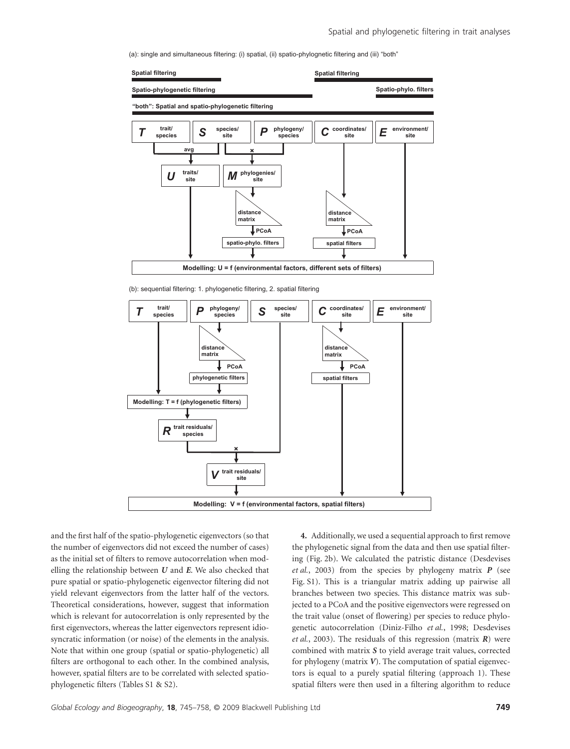(a): single and simultaneous filtering: (i) spatial, (ii) spatio-phylognetic filtering and (iii) "both"

Spatial filtering

Spatio-phylogenetic filtering

"both": Spatial and spatio-phylogenetic filtering

Spatial filtering

Spatio-phylo. filters

*T* trait/species | *S* species/site | *P* phylogeny/species | *C* coordinates/site | *E* environment/site

avg | ×

*U* traits/site | *M* phylogenies/site

distance matrix | PCoA | spatio-phylo. filters

distance matrix | PCoA | spatial filters

Modelling: U = f (environmental factors, different sets of filters)

(b): sequential filtering: 1. phylogenetic filtering, 2. spatial filtering

*T* trait/species | *P* phylogeny/species | *S* species/site | *C* coordinates/site | *E* environment/site

distance matrix | PCoA | phylogenetic filters

distance matrix | PCoA | spatial filters

Modelling: T = f (phylogenetic filters)

*R* trait residuals/species

×

*V* trait residuals/site

Modelling: V = f (environmental factors, spatial filters)

and the first half of the spatio-phylogenetic eigenvectors (so that the number of eigenvectors did not exceed the number of cases) as the initial set of filters to remove autocorrelation when modelling the relationship between ***U*** and ***E***. We also checked that pure spatial or spatio-phylogenetic eigenvector filtering did not yield relevant eigenvectors from the latter half of the vectors. Theoretical considerations, however, suggest that information which is relevant for autocorrelation is only represented by the first eigenvectors, whereas the latter eigenvectors represent idiosyncratic information (or noise) of the elements in the analysis. Note that within one group (spatial or spatio-phylogenetic) all filters are orthogonal to each other. In the combined analysis, however, spatial filters are to be correlated with selected spatio-phylogenetic filters (Tables S1 & S2).

**4.** Additionally, we used a sequential approach to first remove the phylogenetic signal from the data and then use spatial filtering (Fig. 2b). We calculated the patristic distance (Desdevises *et al.*, 2003) from the species by phylogeny matrix ***P*** (see Fig. S1). This is a triangular matrix adding up pairwise all branches between two species. This distance matrix was subjected to a PCoA and the positive eigenvectors were regressed on the trait value (onset of flowering) per species to reduce phylogenetic autocorrelation (Diniz-Filho *et al.*, 1998; Desdevises *et al.*, 2003). The residuals of this regression (matrix ***R***) were combined with matrix ***S*** to yield average trait values, corrected for phylogeny (matrix ***V***). The computation of spatial eigenvectors is equal to a purely spatial filtering (approach 1). These spatial filters were then used in a filtering algorithm to reduce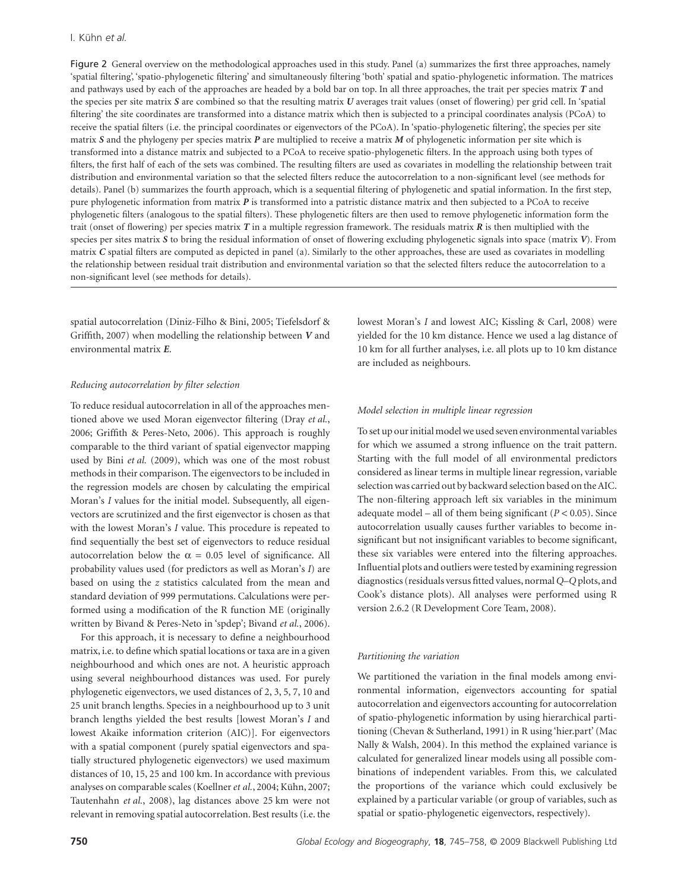**Figure 2** General overview on the methodological approaches used in this study. Panel (a) summarizes the first three approaches, namely 'spatial filtering', 'spatio-phylogenetic filtering' and simultaneously filtering 'both' spatial and spatio-phylogenetic information. The matrices and pathways used by each of the approaches are headed by a bold bar on top. In all three approaches, the trait per species matrix ***T*** and the species per site matrix ***S*** are combined so that the resulting matrix ***U*** averages trait values (onset of flowering) per grid cell. In 'spatial filtering' the site coordinates are transformed into a distance matrix which then is subjected to a principal coordinates analysis (PCoA) to receive the spatial filters (i.e. the principal coordinates or eigenvectors of the PCoA). In 'spatio-phylogenetic filtering', the species per site matrix ***S*** and the phylogeny per species matrix ***P*** are multiplied to receive a matrix ***M*** of phylogenetic information per site which is transformed into a distance matrix and subjected to a PCoA to receive spatio-phylogenetic filters. In the approach using both types of filters, the first half of each of the sets was combined. The resulting filters are used as covariates in modelling the relationship between trait distribution and environmental variation so that the selected filters reduce the autocorrelation to a non-significant level (see methods for details). Panel (b) summarizes the fourth approach, which is a sequential filtering of phylogenetic and spatial information. In the first step, pure phylogenetic information from matrix ***P*** is transformed into a patristic distance matrix and then subjected to a PCoA to receive phylogenetic filters (analogous to the spatial filters). These phylogenetic filters are then used to remove phylogenetic information form the trait (onset of flowering) per species matrix ***T*** in a multiple regression framework. The residuals matrix ***R*** is then multiplied with the species per sites matrix ***S*** to bring the residual information of onset of flowering excluding phylogenetic signals into space (matrix ***V***). From matrix ***C*** spatial filters are computed as depicted in panel (a). Similarly to the other approaches, these are used as covariates in modelling the relationship between residual trait distribution and environmental variation so that the selected filters reduce the autocorrelation to a non-significant level (see methods for details).

spatial autocorrelation (Diniz-Filho & Bini, 2005; Tiefelsdorf & Griffith, 2007) when modelling the relationship between ***V*** and environmental matrix ***E***.

### *Reducing autocorrelation by filter selection*

To reduce residual autocorrelation in all of the approaches mentioned above we used Moran eigenvector filtering (Dray *et al.*, 2006; Griffith & Peres-Neto, 2006). This approach is roughly comparable to the third variant of spatial eigenvector mapping used by Bini *et al.* (2009), which was one of the most robust methods in their comparison. The eigenvectors to be included in the regression models are chosen by calculating the empirical Moran's *I* values for the initial model. Subsequently, all eigenvectors are scrutinized and the first eigenvector is chosen as that with the lowest Moran's *I* value. This procedure is repeated to find sequentially the best set of eigenvectors to reduce residual autocorrelation below the $\alpha = 0.05$ level of significance. All probability values used (for predictors as well as Moran's *I*) are based on using the *z* statistics calculated from the mean and standard deviation of 999 permutations. Calculations were performed using a modification of the R function ME (originally written by Bivand & Peres-Neto in 'spdep'; Bivand *et al.*, 2006).

For this approach, it is necessary to define a neighbourhood matrix, i.e. to define which spatial locations or taxa are in a given neighbourhood and which ones are not. A heuristic approach using several neighbourhood distances was used. For purely phylogenetic eigenvectors, we used distances of 2, 3, 5, 7, 10 and 25 unit branch lengths. Species in a neighbourhood up to 3 unit branch lengths yielded the best results [lowest Moran's *I* and lowest Akaike information criterion (AIC)]. For eigenvectors with a spatial component (purely spatial eigenvectors and spatially structured phylogenetic eigenvectors) we used maximum distances of 10, 15, 25 and 100 km. In accordance with previous analyses on comparable scales (Koellner *et al.*, 2004; Kühn, 2007; Tautenhahn *et al.*, 2008), lag distances above 25 km were not relevant in removing spatial autocorrelation. Best results (i.e. the lowest Moran's *I* and lowest AIC; Kissling & Carl, 2008) were yielded for the 10 km distance. Hence we used a lag distance of 10 km for all further analyses, i.e. all plots up to 10 km distance are included as neighbours.

### *Model selection in multiple linear regression*

To set up our initial model we used seven environmental variables for which we assumed a strong influence on the trait pattern. Starting with the full model of all environmental predictors considered as linear terms in multiple linear regression, variable selection was carried out by backward selection based on the AIC. The non-filtering approach left six variables in the minimum adequate model – all of them being significant ($P < 0.05$). Since autocorrelation usually causes further variables to become insignificant but not insignificant variables to become significant, these six variables were entered into the filtering approaches. Influential plots and outliers were tested by examining regression diagnostics (residuals versus fitted values, normal *Q*–*Q* plots, and Cook's distance plots). All analyses were performed using R version 2.6.2 (R Development Core Team, 2008).

### *Partitioning the variation*

We partitioned the variation in the final models among environmental information, eigenvectors accounting for spatial autocorrelation and eigenvectors accounting for autocorrelation of spatio-phylogenetic information by using hierarchical partitioning (Chevan & Sutherland, 1991) in R using 'hier.part' (Mac Nally & Walsh, 2004). In this method the explained variance is calculated for generalized linear models using all possible combinations of independent variables. From this, we calculated the proportions of the variance which could exclusively be explained by a particular variable (or group of variables, such as spatial or spatio-phylogenetic eigenvectors, respectively).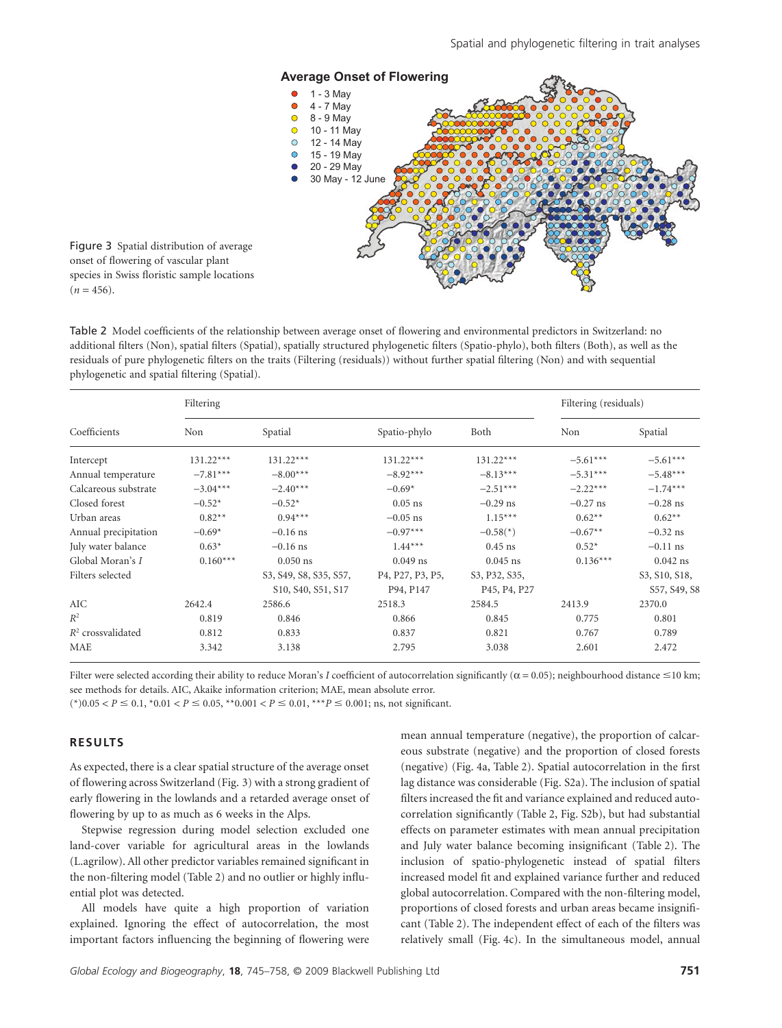Figure 3 Spatial distribution of average onset of flowering of vascular plant species in Swiss floristic sample locations ($n = 456$).

Table 2 Model coefficients of the relationship between average onset of flowering and environmental predictors in Switzerland: no additional filters (Non), spatial filters (Spatial), spatially structured phylogenetic filters (Spatio-phylo), both filters (Both), as well as the residuals of pure phylogenetic filters on the traits (Filtering (residuals)) without further spatial filtering (Non) and with sequential phylogenetic and spatial filtering (Spatial).

| Coefficients | Filtering | | | | Filtering (residuals) | |
|---|---|---|---|---|---|---|
| | Non | Spatial | Spatio-phylo | Both | Non | Spatial |
| Intercept | 131.22*** | 131.22*** | 131.22*** | 131.22*** | −5.61*** | −5.61*** |
| Annual temperature | −7.81*** | −8.00*** | −8.92*** | −8.13*** | −5.31*** | −5.48*** |
| Calcareous substrate | −3.04*** | −2.40*** | −0.69* | −2.51*** | −2.22*** | −1.74*** |
| Closed forest | −0.52* | −0.52* | 0.05 ns | −0.29 ns | −0.27 ns | −0.28 ns |
| Urban areas | 0.82** | 0.94*** | −0.05 ns | 1.15*** | 0.62** | 0.62** |
| Annual precipitation | −0.69* | −0.16 ns | −0.97*** | −0.58(*) | −0.67** | −0.32 ns |
| July water balance | 0.63* | −0.16 ns | 1.44*** | 0.45 ns | 0.52* | −0.11 ns |
| Global Moran's $I$ | 0.160*** | 0.050 ns | 0.049 ns | 0.045 ns | 0.136*** | 0.042 ns |
| Filters selected | | S3, S49, S8, S35, S57, S10, S40, S51, S17 | P4, P27, P3, P5, P94, P147 | S3, P32, S35, P45, P4, P27 | | S3, S10, S18, S57, S49, S8 |
| AIC | 2642.4 | 2586.6 | 2518.3 | 2584.5 | 2413.9 | 2370.0 |
| $R^2$ | 0.819 | 0.846 | 0.866 | 0.845 | 0.775 | 0.801 |
| $R^2$ crossvalidated | 0.812 | 0.833 | 0.837 | 0.821 | 0.767 | 0.789 |
| MAE | 3.342 | 3.138 | 2.795 | 3.038 | 2.601 | 2.472 |

Filter were selected according their ability to reduce Moran's $I$ coefficient of autocorrelation significantly ($\alpha = 0.05$); neighbourhood distance ≤10 km; see methods for details. AIC, Akaike information criterion; MAE, mean absolute error.
(*)$0.05 < P \leq 0.1$, *$0.01 < P \leq 0.05$, **$0.001 < P \leq 0.01$, ***$P \leq 0.001$; ns, not significant.

## RESULTS

As expected, there is a clear spatial structure of the average onset of flowering across Switzerland (Fig. 3) with a strong gradient of early flowering in the lowlands and a retarded average onset of flowering by up to as much as 6 weeks in the Alps.

Stepwise regression during model selection excluded one land-cover variable for agricultural areas in the lowlands (L.agrilow). All other predictor variables remained significant in the non-filtering model (Table 2) and no outlier or highly influential plot was detected.

All models have quite a high proportion of variation explained. Ignoring the effect of autocorrelation, the most important factors influencing the beginning of flowering were mean annual temperature (negative), the proportion of calcareous substrate (negative) and the proportion of closed forests (negative) (Fig. 4a, Table 2). Spatial autocorrelation in the first lag distance was considerable (Fig. S2a). The inclusion of spatial filters increased the fit and variance explained and reduced autocorrelation significantly (Table 2, Fig. S2b), but had substantial effects on parameter estimates with mean annual precipitation and July water balance becoming insignificant (Table 2). The inclusion of spatio-phylogenetic instead of spatial filters increased model fit and explained variance further and reduced global autocorrelation. Compared with the non-filtering model, proportions of closed forests and urban areas became insignificant (Table 2). The independent effect of each of the filters was relatively small (Fig. 4c). In the simultaneous model, annual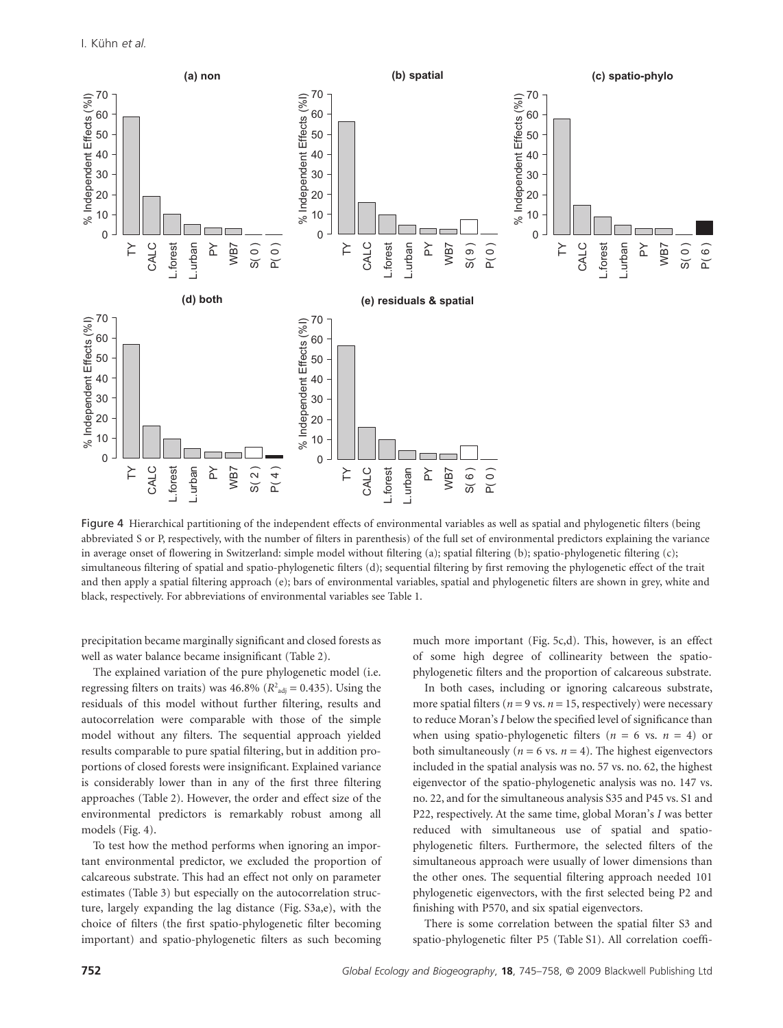Figure 4 Hierarchical partitioning of the independent effects of environmental variables as well as spatial and phylogenetic filters (being abbreviated S or P, respectively, with the number of filters in parenthesis) of the full set of environmental predictors explaining the variance in average onset of flowering in Switzerland: simple model without filtering (a); spatial filtering (b); spatio-phylogenetic filtering (c); simultaneous filtering of spatial and spatio-phylogenetic filters (d); sequential filtering by first removing the phylogenetic effect of the trait and then apply a spatial filtering approach (e); bars of environmental variables, spatial and phylogenetic filters are shown in grey, white and black, respectively. For abbreviations of environmental variables see Table 1.

precipitation became marginally significant and closed forests as well as water balance became insignificant (Table 2).

The explained variation of the pure phylogenetic model (i.e. regressing filters on traits) was 46.8% ($R^2_{adj} = 0.435$). Using the residuals of this model without further filtering, results and autocorrelation were comparable with those of the simple model without any filters. The sequential approach yielded results comparable to pure spatial filtering, but in addition proportions of closed forests were insignificant. Explained variance is considerably lower than in any of the first three filtering approaches (Table 2). However, the order and effect size of the environmental predictors is remarkably robust among all models (Fig. 4).

To test how the method performs when ignoring an important environmental predictor, we excluded the proportion of calcareous substrate. This had an effect not only on parameter estimates (Table 3) but especially on the autocorrelation structure, largely expanding the lag distance (Fig. S3a,e), with the choice of filters (the first spatio-phylogenetic filter becoming important) and spatio-phylogenetic filters as such becoming much more important (Fig. 5c,d). This, however, is an effect of some high degree of collinearity between the spatio-phylogenetic filters and the proportion of calcareous substrate.

In both cases, including or ignoring calcareous substrate, more spatial filters ($n = 9$ vs. $n = 15$, respectively) were necessary to reduce Moran's *I* below the specified level of significance than when using spatio-phylogenetic filters ($n = 6$ vs. $n = 4$) or both simultaneously ($n = 6$ vs. $n = 4$). The highest eigenvectors included in the spatial analysis was no. 57 vs. no. 62, the highest eigenvector of the spatio-phylogenetic analysis was no. 147 vs. no. 22, and for the simultaneous analysis S35 and P45 vs. S1 and P22, respectively. At the same time, global Moran's *I* was better reduced with simultaneous use of spatial and spatio-phylogenetic filters. Furthermore, the selected filters of the simultaneous approach were usually of lower dimensions than the other ones. The sequential filtering approach needed 101 phylogenetic eigenvectors, with the first selected being P2 and finishing with P570, and six spatial eigenvectors.

There is some correlation between the spatial filter S3 and spatio-phylogenetic filter P5 (Table S1). All correlation coeffi-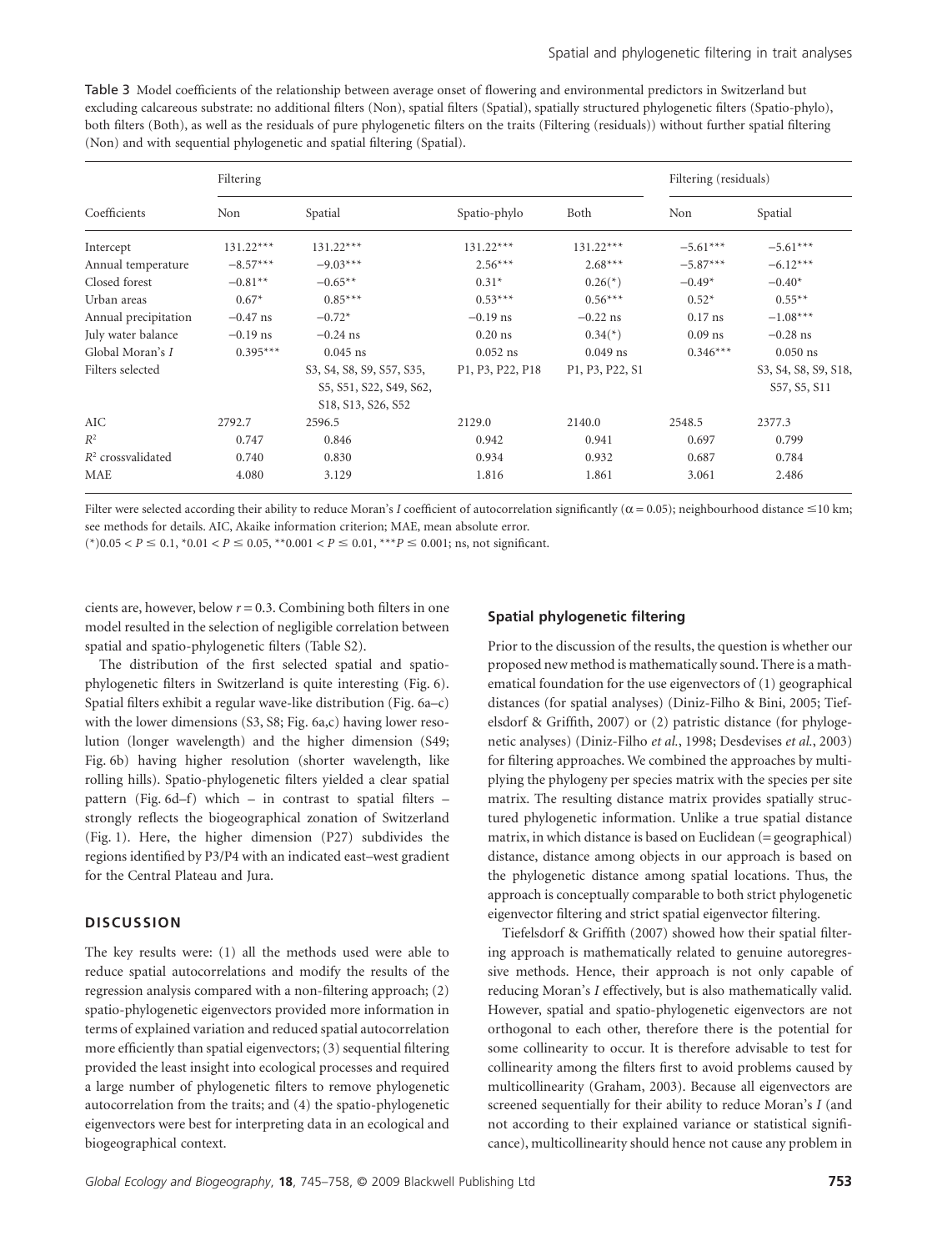Table 3 Model coefficients of the relationship between average onset of flowering and environmental predictors in Switzerland but excluding calcareous substrate: no additional filters (Non), spatial filters (Spatial), spatially structured phylogenetic filters (Spatio-phylo), both filters (Both), as well as the residuals of pure phylogenetic filters on the traits (Filtering (residuals)) without further spatial filtering (Non) and with sequential phylogenetic and spatial filtering (Spatial).

| Coefficients | Filtering | | | | Filtering (residuals) | |
|---|---|---|---|---|---|---|
| | Non | Spatial | Spatio-phylo | Both | Non | Spatial |
| Intercept | 131.22*** | 131.22*** | 131.22*** | 131.22*** | −5.61*** | −5.61*** |
| Annual temperature | −8.57*** | −9.03*** | 2.56*** | 2.68*** | −5.87*** | −6.12*** |
| Closed forest | −0.81** | −0.65** | 0.31* | 0.26(*) | −0.49* | −0.40* |
| Urban areas | 0.67* | 0.85*** | 0.53*** | 0.56*** | 0.52* | 0.55** |
| Annual precipitation | −0.47 ns | −0.72* | −0.19 ns | −0.22 ns | 0.17 ns | −1.08*** |
| July water balance | −0.19 ns | −0.24 ns | 0.20 ns | 0.34(*) | 0.09 ns | −0.28 ns |
| Global Moran's *I* | 0.395*** | 0.045 ns | 0.052 ns | 0.049 ns | 0.346*** | 0.050 ns |
| Filters selected | | S3, S4, S8, S9, S57, S35, S5, S51, S22, S49, S62, S18, S13, S26, S52 | P1, P3, P22, P18 | P1, P3, P22, S1 | | S3, S4, S8, S9, S18, S57, S5, S11 |
| AIC | 2792.7 | 2596.5 | 2129.0 | 2140.0 | 2548.5 | 2377.3 |
| $R^2$ | 0.747 | 0.846 | 0.942 | 0.941 | 0.697 | 0.799 |
| $R^2$ crossvalidated | 0.740 | 0.830 | 0.934 | 0.932 | 0.687 | 0.784 |
| MAE | 4.080 | 3.129 | 1.816 | 1.861 | 3.061 | 2.486 |

Filter were selected according their ability to reduce Moran's *I* coefficient of autocorrelation significantly ($\alpha = 0.05$); neighbourhood distance ≤10 km; see methods for details. AIC, Akaike information criterion; MAE, mean absolute error.

(*)$0.05 < P \leq 0.1$, *$0.01 < P \leq 0.05$, **$0.001 < P \leq 0.01$, ***$P \leq 0.001$; ns, not significant.

cients are, however, below $r = 0.3$. Combining both filters in one model resulted in the selection of negligible correlation between spatial and spatio-phylogenetic filters (Table S2).

The distribution of the first selected spatial and spatio-phylogenetic filters in Switzerland is quite interesting (Fig. 6). Spatial filters exhibit a regular wave-like distribution (Fig. 6a–c) with the lower dimensions (S3, S8; Fig. 6a,c) having lower resolution (longer wavelength) and the higher dimension (S49; Fig. 6b) having higher resolution (shorter wavelength, like rolling hills). Spatio-phylogenetic filters yielded a clear spatial pattern (Fig. 6d–f) which – in contrast to spatial filters – strongly reflects the biogeographical zonation of Switzerland (Fig. 1). Here, the higher dimension (P27) subdivides the regions identified by P3/P4 with an indicated east–west gradient for the Central Plateau and Jura.

## DISCUSSION

The key results were: (1) all the methods used were able to reduce spatial autocorrelations and modify the results of the regression analysis compared with a non-filtering approach; (2) spatio-phylogenetic eigenvectors provided more information in terms of explained variation and reduced spatial autocorrelation more efficiently than spatial eigenvectors; (3) sequential filtering provided the least insight into ecological processes and required a large number of phylogenetic filters to remove phylogenetic autocorrelation from the traits; and (4) the spatio-phylogenetic eigenvectors were best for interpreting data in an ecological and biogeographical context.

### Spatial phylogenetic filtering

Prior to the discussion of the results, the question is whether our proposed new method is mathematically sound. There is a mathematical foundation for the use eigenvectors of (1) geographical distances (for spatial analyses) (Diniz-Filho & Bini, 2005; Tiefelsdorf & Griffith, 2007) or (2) patristic distance (for phylogenetic analyses) (Diniz-Filho *et al.*, 1998; Desdevises *et al.*, 2003) for filtering approaches. We combined the approaches by multiplying the phylogeny per species matrix with the species per site matrix. The resulting distance matrix provides spatially structured phylogenetic information. Unlike a true spatial distance matrix, in which distance is based on Euclidean (= geographical) distance, distance among objects in our approach is based on the phylogenetic distance among spatial locations. Thus, the approach is conceptually comparable to both strict phylogenetic eigenvector filtering and strict spatial eigenvector filtering.

Tiefelsdorf & Griffith (2007) showed how their spatial filtering approach is mathematically related to genuine autoregressive methods. Hence, their approach is not only capable of reducing Moran's *I* effectively, but is also mathematically valid. However, spatial and spatio-phylogenetic eigenvectors are not orthogonal to each other, therefore there is the potential for some collinearity to occur. It is therefore advisable to test for collinearity among the filters first to avoid problems caused by multicollinearity (Graham, 2003). Because all eigenvectors are screened sequentially for their ability to reduce Moran's *I* (and not according to their explained variance or statistical significance), multicollinearity should hence not cause any problem in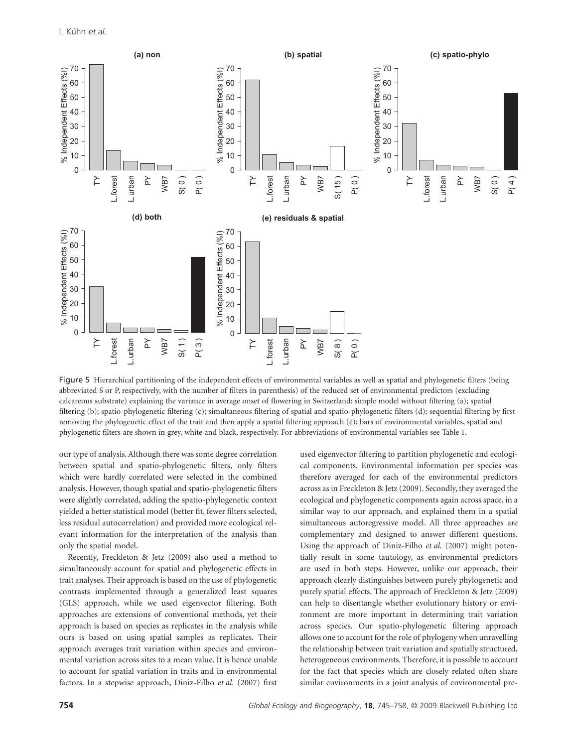(a) non

% Independent Effects (%I)

70
60
50
40
30
20
10
0

TY
L.forest
L.urban
PY
WB7
S( 0 )
P( 0 )

(b) spatial

% Independent Effects (%I)

70
60
50
40
30
20
10
0

TY
L.forest
L.urban
PY
WB7
S( 15 )
P( 0 )

(c) spatio-phylo

% Independent Effects (%I)

70
60
50
40
30
20
10
0

TY
L.forest
L.urban
PY
WB7
S( 0 )
P( 4 )

(d) both

% Independent Effects (%I)

70
60
50
40
30
20
10
0

TY
L.forest
L.urban
PY
WB7
S( 1 )
P( 3 )

(e) residuals & spatial

% Independent Effects (%I)

70
60
50
40
30
20
10
0

TY
L.forest
L.urban
PY
WB7
S( 8 )
P( 0 )

Figure 5 Hierarchical partitioning of the independent effects of environmental variables as well as spatial and phylogenetic filters (being abbreviated S or P, respectively, with the number of filters in parenthesis) of the reduced set of environmental predictors (excluding calcareous substrate) explaining the variance in average onset of flowering in Switzerland: simple model without filtering (a); spatial filtering (b); spatio-phylogenetic filtering (c); simultaneous filtering of spatial and spatio-phylogenetic filters (d); sequential filtering by first removing the phylogenetic effect of the trait and then apply a spatial filtering approach (e); bars of environmental variables, spatial and phylogenetic filters are shown in grey, white and black, respectively. For abbreviations of environmental variables see Table 1.

our type of analysis. Although there was some degree correlation between spatial and spatio-phylogenetic filters, only filters which were hardly correlated were selected in the combined analysis. However, though spatial and spatio-phylogenetic filters were slightly correlated, adding the spatio-phylogenetic context yielded a better statistical model (better fit, fewer filters selected, less residual autocorrelation) and provided more ecological relevant information for the interpretation of the analysis than only the spatial model.

Recently, Freckleton & Jetz (2009) also used a method to simultaneously account for spatial and phylogenetic effects in trait analyses. Their approach is based on the use of phylogenetic contrasts implemented through a generalized least squares (GLS) approach, while we used eigenvector filtering. Both approaches are extensions of conventional methods, yet their approach is based on species as replicates in the analysis while ours is based on using spatial samples as replicates. Their approach averages trait variation within species and environmental variation across sites to a mean value. It is hence unable to account for spatial variation in traits and in environmental factors. In a stepwise approach, Diniz-Filho *et al.* (2007) first used eigenvector filtering to partition phylogenetic and ecological components. Environmental information per species was therefore averaged for each of the environmental predictors across as in Freckleton & Jetz (2009). Secondly, they averaged the ecological and phylogenetic components again across space, in a similar way to our approach, and explained them in a spatial simultaneous autoregressive model. All three approaches are complementary and designed to answer different questions. Using the approach of Diniz-Filho *et al.* (2007) might potentially result in some tautology, as environmental predictors are used in both steps. However, unlike our approach, their approach clearly distinguishes between purely phylogenetic and purely spatial effects. The approach of Freckleton & Jetz (2009) can help to disentangle whether evolutionary history or environment are more important in determining trait variation across species. Our spatio-phylogenetic filtering approach allows one to account for the role of phylogeny when unravelling the relationship between trait variation and spatially structured, heterogeneous environments. Therefore, it is possible to account for the fact that species which are closely related often share similar environments in a joint analysis of environmental pre-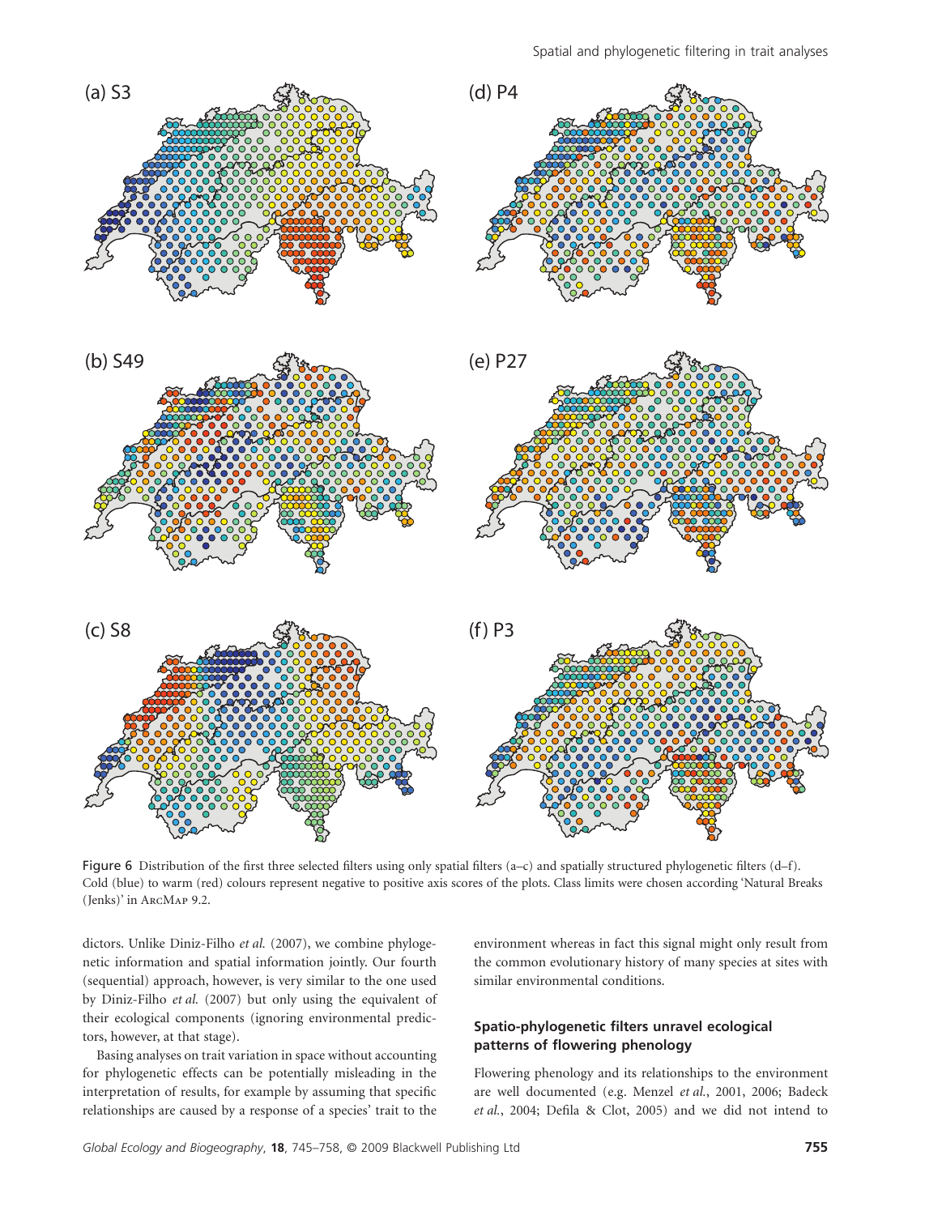Figure 6 Distribution of the first three selected filters using only spatial filters (a–c) and spatially structured phylogenetic filters (d–f). Cold (blue) to warm (red) colours represent negative to positive axis scores of the plots. Class limits were chosen according 'Natural Breaks (Jenks)' in ArcMap 9.2.

dictors. Unlike Diniz-Filho *et al.* (2007), we combine phylogenetic information and spatial information jointly. Our fourth (sequential) approach, however, is very similar to the one used by Diniz-Filho *et al.* (2007) but only using the equivalent of their ecological components (ignoring environmental predictors, however, at that stage).

Basing analyses on trait variation in space without accounting for phylogenetic effects can be potentially misleading in the interpretation of results, for example by assuming that specific relationships are caused by a response of a species' trait to the environment whereas in fact this signal might only result from the common evolutionary history of many species at sites with similar environmental conditions.

### Spatio-phylogenetic filters unravel ecological patterns of flowering phenology

Flowering phenology and its relationships to the environment are well documented (e.g. Menzel *et al.*, 2001, 2006; Badeck *et al.*, 2004; Defila & Clot, 2005) and we did not intend to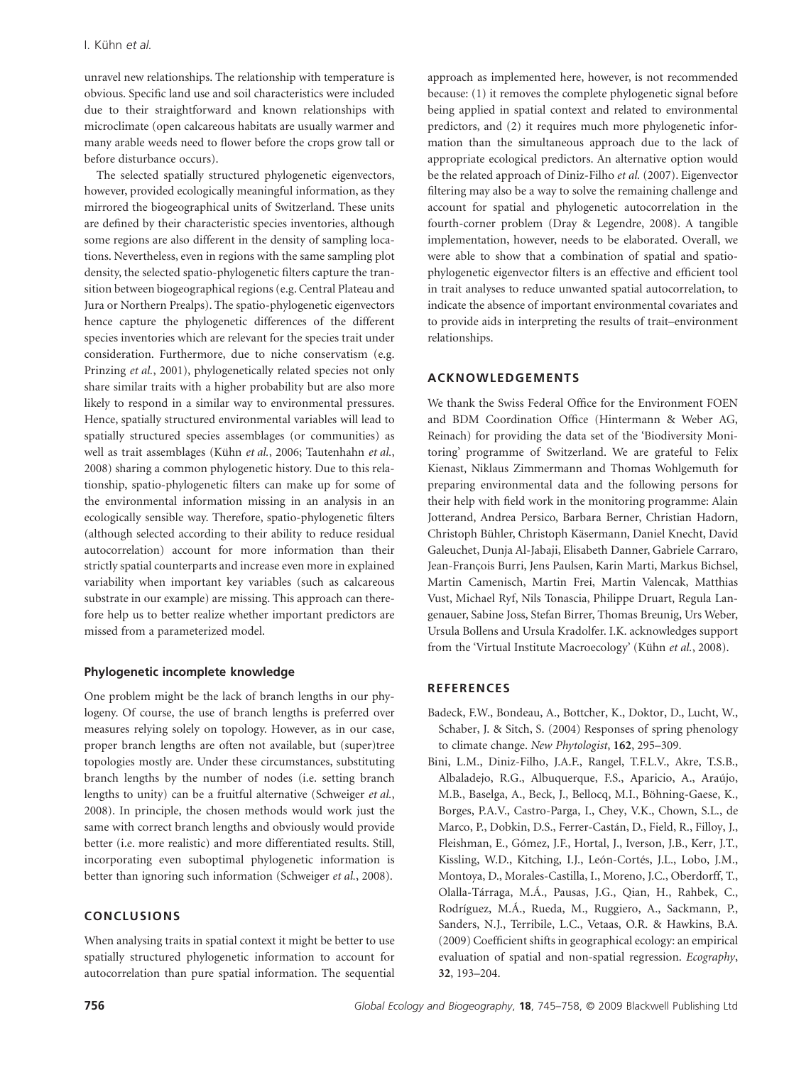unravel new relationships. The relationship with temperature is obvious. Specific land use and soil characteristics were included due to their straightforward and known relationships with microclimate (open calcareous habitats are usually warmer and many arable weeds need to flower before the crops grow tall or before disturbance occurs).

The selected spatially structured phylogenetic eigenvectors, however, provided ecologically meaningful information, as they mirrored the biogeographical units of Switzerland. These units are defined by their characteristic species inventories, although some regions are also different in the density of sampling locations. Nevertheless, even in regions with the same sampling plot density, the selected spatio-phylogenetic filters capture the transition between biogeographical regions (e.g. Central Plateau and Jura or Northern Prealps). The spatio-phylogenetic eigenvectors hence capture the phylogenetic differences of the different species inventories which are relevant for the species trait under consideration. Furthermore, due to niche conservatism (e.g. Prinzing *et al.*, 2001), phylogenetically related species not only share similar traits with a higher probability but are also more likely to respond in a similar way to environmental pressures. Hence, spatially structured environmental variables will lead to spatially structured species assemblages (or communities) as well as trait assemblages (Kühn *et al.*, 2006; Tautenhahn *et al.*, 2008) sharing a common phylogenetic history. Due to this relationship, spatio-phylogenetic filters can make up for some of the environmental information missing in an analysis in an ecologically sensible way. Therefore, spatio-phylogenetic filters (although selected according to their ability to reduce residual autocorrelation) account for more information than their strictly spatial counterparts and increase even more in explained variability when important key variables (such as calcareous substrate in our example) are missing. This approach can therefore help us to better realize whether important predictors are missed from a parameterized model.

### Phylogenetic incomplete knowledge

One problem might be the lack of branch lengths in our phylogeny. Of course, the use of branch lengths is preferred over measures relying solely on topology. However, as in our case, proper branch lengths are often not available, but (super)tree topologies mostly are. Under these circumstances, substituting branch lengths by the number of nodes (i.e. setting branch lengths to unity) can be a fruitful alternative (Schweiger *et al.*, 2008). In principle, the chosen methods would work just the same with correct branch lengths and obviously would provide better (i.e. more realistic) and more differentiated results. Still, incorporating even suboptimal phylogenetic information is better than ignoring such information (Schweiger *et al.*, 2008).

## CONCLUSIONS

When analysing traits in spatial context it might be better to use spatially structured phylogenetic information to account for autocorrelation than pure spatial information. The sequential approach as implemented here, however, is not recommended because: (1) it removes the complete phylogenetic signal before being applied in spatial context and related to environmental predictors, and (2) it requires much more phylogenetic information than the simultaneous approach due to the lack of appropriate ecological predictors. An alternative option would be the related approach of Diniz-Filho *et al.* (2007). Eigenvector filtering may also be a way to solve the remaining challenge and account for spatial and phylogenetic autocorrelation in the fourth-corner problem (Dray & Legendre, 2008). A tangible implementation, however, needs to be elaborated. Overall, we were able to show that a combination of spatial and spatio-phylogenetic eigenvector filters is an effective and efficient tool in trait analyses to reduce unwanted spatial autocorrelation, to indicate the absence of important environmental covariates and to provide aids in interpreting the results of trait–environment relationships.

## ACKNOWLEDGEMENTS

We thank the Swiss Federal Office for the Environment FOEN and BDM Coordination Office (Hintermann & Weber AG, Reinach) for providing the data set of the 'Biodiversity Monitoring' programme of Switzerland. We are grateful to Felix Kienast, Niklaus Zimmermann and Thomas Wohlgemuth for preparing environmental data and the following persons for their help with field work in the monitoring programme: Alain Jotterand, Andrea Persico, Barbara Berner, Christian Hadorn, Christoph Bühler, Christoph Käsermann, Daniel Knecht, David Galeuchet, Dunja Al-Jabaji, Elisabeth Danner, Gabriele Carraro, Jean-François Burri, Jens Paulsen, Karin Marti, Markus Bichsel, Martin Camenisch, Martin Frei, Martin Valencak, Matthias Vust, Michael Ryf, Nils Tonascia, Philippe Druart, Regula Langenauer, Sabine Joss, Stefan Birrer, Thomas Breunig, Urs Weber, Ursula Bollens and Ursula Kradolfer. I.K. acknowledges support from the 'Virtual Institute Macroecology' (Kühn *et al.*, 2008).

## REFERENCES

Badeck, F.W., Bondeau, A., Bottcher, K., Doktor, D., Lucht, W., Schaber, J. & Sitch, S. (2004) Responses of spring phenology to climate change. *New Phytologist*, **162**, 295–309.

Bini, L.M., Diniz-Filho, J.A.F., Rangel, T.F.L.V., Akre, T.S.B., Albaladejo, R.G., Albuquerque, F.S., Aparicio, A., Araújo, M.B., Baselga, A., Beck, J., Bellocq, M.I., Böhning-Gaese, K., Borges, P.A.V., Castro-Parga, I., Chey, V.K., Chown, S.L., de Marco, P., Dobkin, D.S., Ferrer-Castán, D., Field, R., Filloy, J., Fleishman, E., Gómez, J.F., Hortal, J., Iverson, J.B., Kerr, J.T., Kissling, W.D., Kitching, I.J., León-Cortés, J.L., Lobo, J.M., Montoya, D., Morales-Castilla, I., Moreno, J.C., Oberdorff, T., Olalla-Tárraga, M.Á., Pausas, J.G., Qian, H., Rahbek, C., Rodríguez, M.Á., Rueda, M., Ruggiero, A., Sackmann, P., Sanders, N.J., Terribile, L.C., Vetaas, O.R. & Hawkins, B.A. (2009) Coefficient shifts in geographical ecology: an empirical evaluation of spatial and non-spatial regression. *Ecography*, **32**, 193–204.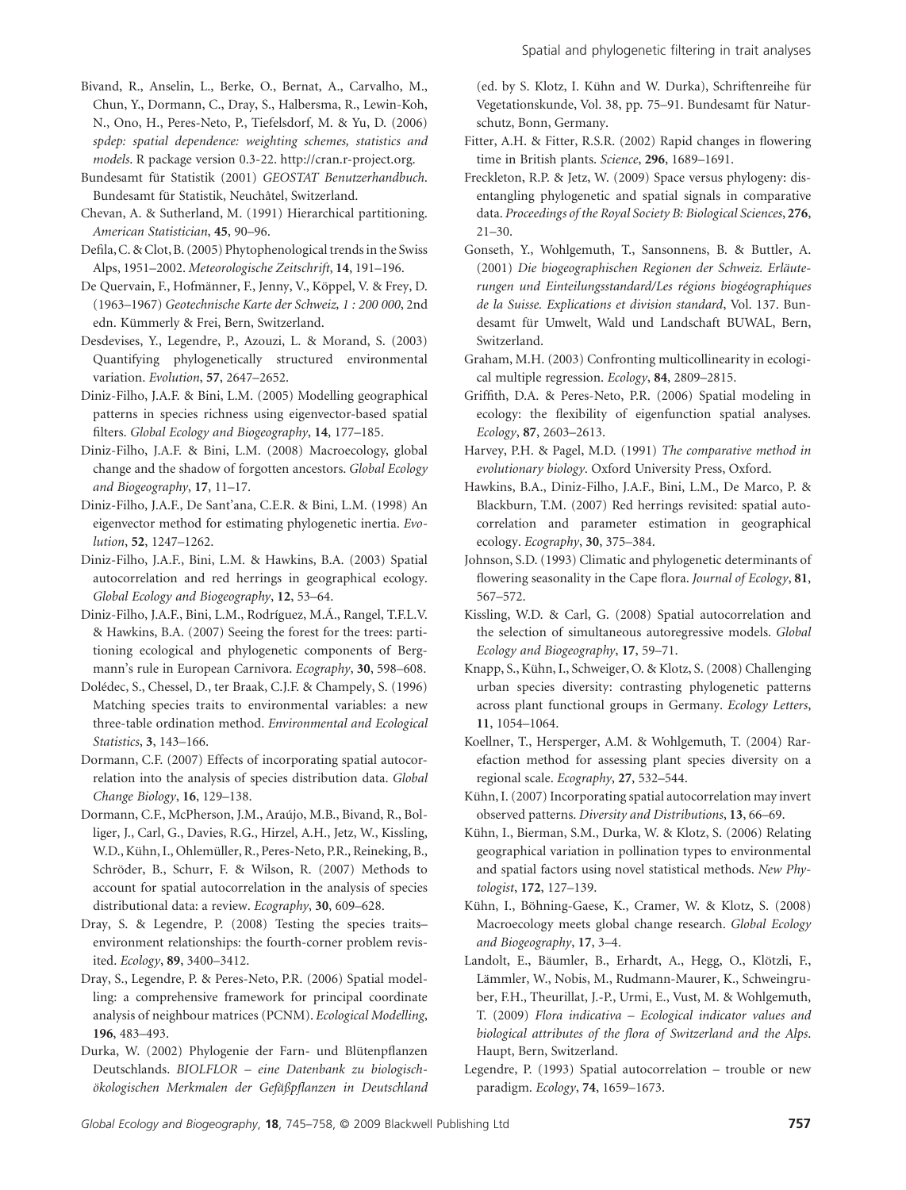Bivand, R., Anselin, L., Berke, O., Bernat, A., Carvalho, M., Chun, Y., Dormann, C., Dray, S., Halbersma, R., Lewin-Koh, N., Ono, H., Peres-Neto, P., Tiefelsdorf, M. & Yu, D. (2006) *spdep: spatial dependence: weighting schemes, statistics and models*. R package version 0.3-22. http://cran.r-project.org.

Bundesamt für Statistik (2001) *GEOSTAT Benutzerhandbuch*. Bundesamt für Statistik, Neuchâtel, Switzerland.

Chevan, A. & Sutherland, M. (1991) Hierarchical partitioning. *American Statistician*, **45**, 90–96.

Defila, C. & Clot, B. (2005) Phytophenological trends in the Swiss Alps, 1951–2002. *Meteorologische Zeitschrift*, **14**, 191–196.

De Quervain, F., Hofmänner, F., Jenny, V., Köppel, V. & Frey, D. (1963–1967) *Geotechnische Karte der Schweiz, 1 : 200 000*, 2nd edn. Kümmerly & Frei, Bern, Switzerland.

Desdevises, Y., Legendre, P., Azouzi, L. & Morand, S. (2003) Quantifying phylogenetically structured environmental variation. *Evolution*, **57**, 2647–2652.

Diniz-Filho, J.A.F. & Bini, L.M. (2005) Modelling geographical patterns in species richness using eigenvector-based spatial filters. *Global Ecology and Biogeography*, **14**, 177–185.

Diniz-Filho, J.A.F. & Bini, L.M. (2008) Macroecology, global change and the shadow of forgotten ancestors. *Global Ecology and Biogeography*, **17**, 11–17.

Diniz-Filho, J.A.F., De Sant'ana, C.E.R. & Bini, L.M. (1998) An eigenvector method for estimating phylogenetic inertia. *Evolution*, **52**, 1247–1262.

Diniz-Filho, J.A.F., Bini, L.M. & Hawkins, B.A. (2003) Spatial autocorrelation and red herrings in geographical ecology. *Global Ecology and Biogeography*, **12**, 53–64.

Diniz-Filho, J.A.F., Bini, L.M., Rodríguez, M.Á., Rangel, T.F.L.V. & Hawkins, B.A. (2007) Seeing the forest for the trees: partitioning ecological and phylogenetic components of Bergmann's rule in European Carnivora. *Ecography*, **30**, 598–608.

Dolédec, S., Chessel, D., ter Braak, C.J.F. & Champely, S. (1996) Matching species traits to environmental variables: a new three-table ordination method. *Environmental and Ecological Statistics*, **3**, 143–166.

Dormann, C.F. (2007) Effects of incorporating spatial autocorrelation into the analysis of species distribution data. *Global Change Biology*, **16**, 129–138.

Dormann, C.F., McPherson, J.M., Araújo, M.B., Bivand, R., Bolliger, J., Carl, G., Davies, R.G., Hirzel, A.H., Jetz, W., Kissling, W.D., Kühn, I., Ohlemüller, R., Peres-Neto, P.R., Reineking, B., Schröder, B., Schurr, F. & Wilson, R. (2007) Methods to account for spatial autocorrelation in the analysis of species distributional data: a review. *Ecography*, **30**, 609–628.

Dray, S. & Legendre, P. (2008) Testing the species traits–environment relationships: the fourth-corner problem revisited. *Ecology*, **89**, 3400–3412.

Dray, S., Legendre, P. & Peres-Neto, P.R. (2006) Spatial modelling: a comprehensive framework for principal coordinate analysis of neighbour matrices (PCNM). *Ecological Modelling*, **196**, 483–493.

Durka, W. (2002) Phylogenie der Farn- und Blütenpflanzen Deutschlands. *BIOLFLOR – eine Datenbank zu biologisch-ökologischen Merkmalen der Gefäßpflanzen in Deutschland* (ed. by S. Klotz, I. Kühn and W. Durka), Schriftenreihe für Vegetationskunde, Vol. 38, pp. 75–91. Bundesamt für Naturschutz, Bonn, Germany.

Fitter, A.H. & Fitter, R.S.R. (2002) Rapid changes in flowering time in British plants. *Science*, **296**, 1689–1691.

Freckleton, R.P. & Jetz, W. (2009) Space versus phylogeny: disentangling phylogenetic and spatial signals in comparative data. *Proceedings of the Royal Society B: Biological Sciences*, **276**, 21–30.

Gonseth, Y., Wohlgemuth, T., Sansonnens, B. & Buttler, A. (2001) *Die biogeographischen Regionen der Schweiz. Erläuterungen und Einteilungsstandard/Les régions biogéographiques de la Suisse. Explications et division standard*, Vol. 137. Bundesamt für Umwelt, Wald und Landschaft BUWAL, Bern, Switzerland.

Graham, M.H. (2003) Confronting multicollinearity in ecological multiple regression. *Ecology*, **84**, 2809–2815.

Griffith, D.A. & Peres-Neto, P.R. (2006) Spatial modeling in ecology: the flexibility of eigenfunction spatial analyses. *Ecology*, **87**, 2603–2613.

Harvey, P.H. & Pagel, M.D. (1991) *The comparative method in evolutionary biology*. Oxford University Press, Oxford.

Hawkins, B.A., Diniz-Filho, J.A.F., Bini, L.M., De Marco, P. & Blackburn, T.M. (2007) Red herrings revisited: spatial autocorrelation and parameter estimation in geographical ecology. *Ecography*, **30**, 375–384.

Johnson, S.D. (1993) Climatic and phylogenetic determinants of flowering seasonality in the Cape flora. *Journal of Ecology*, **81**, 567–572.

Kissling, W.D. & Carl, G. (2008) Spatial autocorrelation and the selection of simultaneous autoregressive models. *Global Ecology and Biogeography*, **17**, 59–71.

Knapp, S., Kühn, I., Schweiger, O. & Klotz, S. (2008) Challenging urban species diversity: contrasting phylogenetic patterns across plant functional groups in Germany. *Ecology Letters*, **11**, 1054–1064.

Koellner, T., Hersperger, A.M. & Wohlgemuth, T. (2004) Rarefaction method for assessing plant species diversity on a regional scale. *Ecography*, **27**, 532–544.

Kühn, I. (2007) Incorporating spatial autocorrelation may invert observed patterns. *Diversity and Distributions*, **13**, 66–69.

Kühn, I., Bierman, S.M., Durka, W. & Klotz, S. (2006) Relating geographical variation in pollination types to environmental and spatial factors using novel statistical methods. *New Phytologist*, **172**, 127–139.

Kühn, I., Böhning-Gaese, K., Cramer, W. & Klotz, S. (2008) Macroecology meets global change research. *Global Ecology and Biogeography*, **17**, 3–4.

Landolt, E., Bäumler, B., Erhardt, A., Hegg, O., Klötzli, F., Lämmler, W., Nobis, M., Rudmann-Maurer, K., Schweingruber, F.H., Theurillat, J.-P., Urmi, E., Vust, M. & Wohlgemuth, T. (2009) *Flora indicativa – Ecological indicator values and biological attributes of the flora of Switzerland and the Alps*. Haupt, Bern, Switzerland.

Legendre, P. (1993) Spatial autocorrelation – trouble or new paradigm. *Ecology*, **74**, 1659–1673.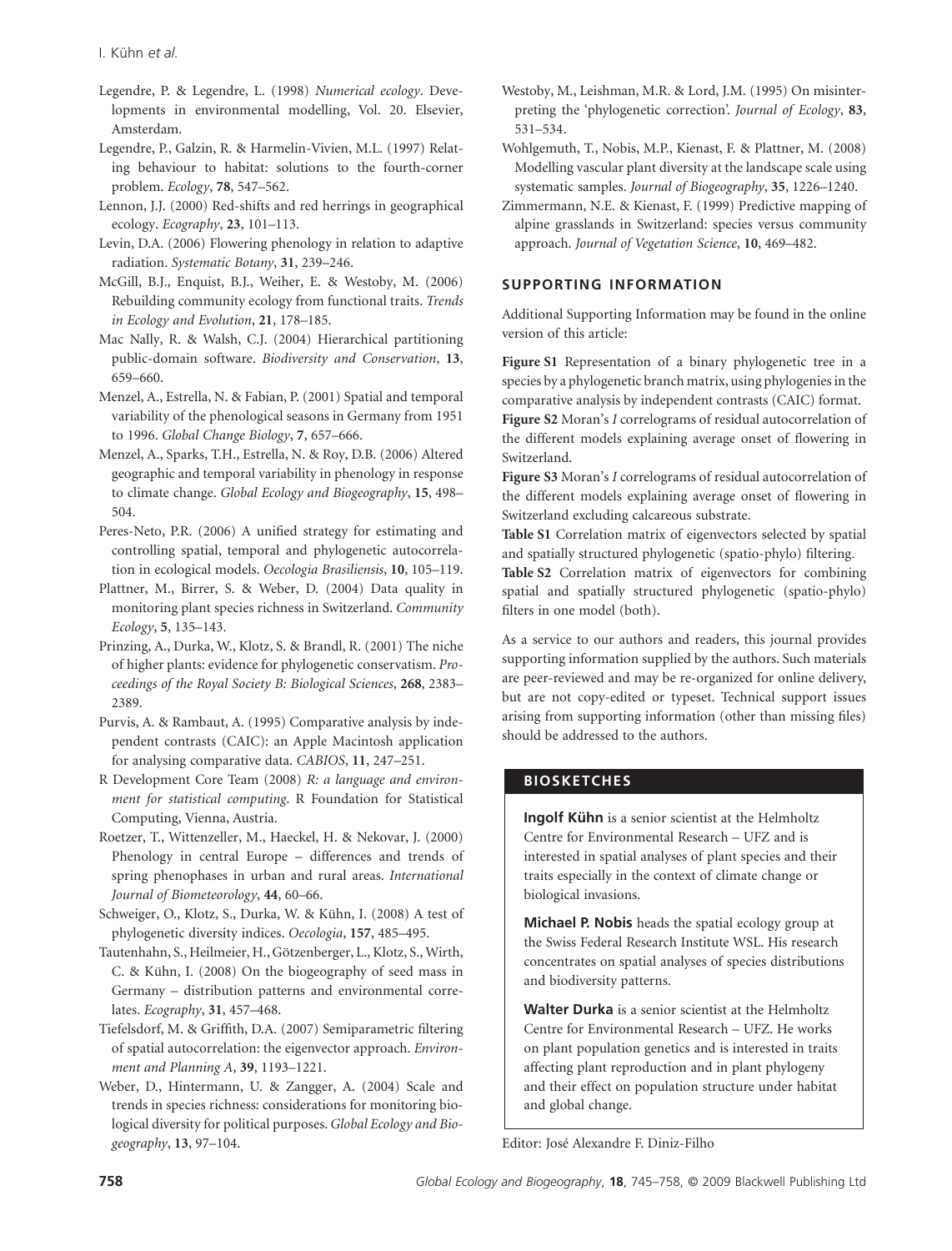Legendre, P. & Legendre, L. (1998) *Numerical ecology*. Developments in environmental modelling, Vol. 20. Elsevier, Amsterdam.

Legendre, P., Galzin, R. & Harmelin-Vivien, M.L. (1997) Relating behaviour to habitat: solutions to the fourth-corner problem. *Ecology*, **78**, 547–562.

Lennon, J.J. (2000) Red-shifts and red herrings in geographical ecology. *Ecography*, **23**, 101–113.

Levin, D.A. (2006) Flowering phenology in relation to adaptive radiation. *Systematic Botany*, **31**, 239–246.

McGill, B.J., Enquist, B.J., Weiher, E. & Westoby, M. (2006) Rebuilding community ecology from functional traits. *Trends in Ecology and Evolution*, **21**, 178–185.

Mac Nally, R. & Walsh, C.J. (2004) Hierarchical partitioning public-domain software. *Biodiversity and Conservation*, **13**, 659–660.

Menzel, A., Estrella, N. & Fabian, P. (2001) Spatial and temporal variability of the phenological seasons in Germany from 1951 to 1996. *Global Change Biology*, **7**, 657–666.

Menzel, A., Sparks, T.H., Estrella, N. & Roy, D.B. (2006) Altered geographic and temporal variability in phenology in response to climate change. *Global Ecology and Biogeography*, **15**, 498–504.

Peres-Neto, P.R. (2006) A unified strategy for estimating and controlling spatial, temporal and phylogenetic autocorrelation in ecological models. *Oecologia Brasiliensis*, **10**, 105–119.

Plattner, M., Birrer, S. & Weber, D. (2004) Data quality in monitoring plant species richness in Switzerland. *Community Ecology*, **5**, 135–143.

Prinzing, A., Durka, W., Klotz, S. & Brandl, R. (2001) The niche of higher plants: evidence for phylogenetic conservatism. *Proceedings of the Royal Society B: Biological Sciences*, **268**, 2383–2389.

Purvis, A. & Rambaut, A. (1995) Comparative analysis by independent contrasts (CAIC): an Apple Macintosh application for analysing comparative data. *CABIOS*, **11**, 247–251.

R Development Core Team (2008) *R: a language and environment for statistical computing*. R Foundation for Statistical Computing, Vienna, Austria.

Roetzer, T., Wittenzeller, M., Haeckel, H. & Nekovar, J. (2000) Phenology in central Europe – differences and trends of spring phenophases in urban and rural areas. *International Journal of Biometeorology*, **44**, 60–66.

Schweiger, O., Klotz, S., Durka, W. & Kühn, I. (2008) A test of phylogenetic diversity indices. *Oecologia*, **157**, 485–495.

Tautenhahn, S., Heilmeier, H., Götzenberger, L., Klotz, S., Wirth, C. & Kühn, I. (2008) On the biogeography of seed mass in Germany – distribution patterns and environmental correlates. *Ecography*, **31**, 457–468.

Tiefelsdorf, M. & Griffith, D.A. (2007) Semiparametric filtering of spatial autocorrelation: the eigenvector approach. *Environment and Planning A*, **39**, 1193–1221.

Weber, D., Hintermann, U. & Zangger, A. (2004) Scale and trends in species richness: considerations for monitoring biological diversity for political purposes. *Global Ecology and Biogeography*, **13**, 97–104.

Westoby, M., Leishman, M.R. & Lord, J.M. (1995) On misinterpreting the 'phylogenetic correction'. *Journal of Ecology*, **83**, 531–534.

Wohlgemuth, T., Nobis, M.P., Kienast, F. & Plattner, M. (2008) Modelling vascular plant diversity at the landscape scale using systematic samples. *Journal of Biogeography*, **35**, 1226–1240.

Zimmermann, N.E. & Kienast, F. (1999) Predictive mapping of alpine grasslands in Switzerland: species versus community approach. *Journal of Vegetation Science*, **10**, 469–482.

## SUPPORTING INFORMATION

Additional Supporting Information may be found in the online version of this article:

**Figure S1** Representation of a binary phylogenetic tree in a species by a phylogenetic branch matrix, using phylogenies in the comparative analysis by independent contrasts (CAIC) format.

**Figure S2** Moran's *I* correlograms of residual autocorrelation of the different models explaining average onset of flowering in Switzerland.

**Figure S3** Moran's *I* correlograms of residual autocorrelation of the different models explaining average onset of flowering in Switzerland excluding calcareous substrate.

**Table S1** Correlation matrix of eigenvectors selected by spatial and spatially structured phylogenetic (spatio-phylo) filtering.

**Table S2** Correlation matrix of eigenvectors for combining spatial and spatially structured phylogenetic (spatio-phylo) filters in one model (both).

As a service to our authors and readers, this journal provides supporting information supplied by the authors. Such materials are peer-reviewed and may be re-organized for online delivery, but are not copy-edited or typeset. Technical support issues arising from supporting information (other than missing files) should be addressed to the authors.

## BIOSKETCHES

**Ingolf Kühn** is a senior scientist at the Helmholtz Centre for Environmental Research – UFZ and is interested in spatial analyses of plant species and their traits especially in the context of climate change or biological invasions.

**Michael P. Nobis** heads the spatial ecology group at the Swiss Federal Research Institute WSL. His research concentrates on spatial analyses of species distributions and biodiversity patterns.

**Walter Durka** is a senior scientist at the Helmholtz Centre for Environmental Research – UFZ. He works on plant population genetics and is interested in traits affecting plant reproduction and in plant phylogeny and their effect on population structure under habitat and global change.

Editor: José Alexandre F. Diniz-Filho